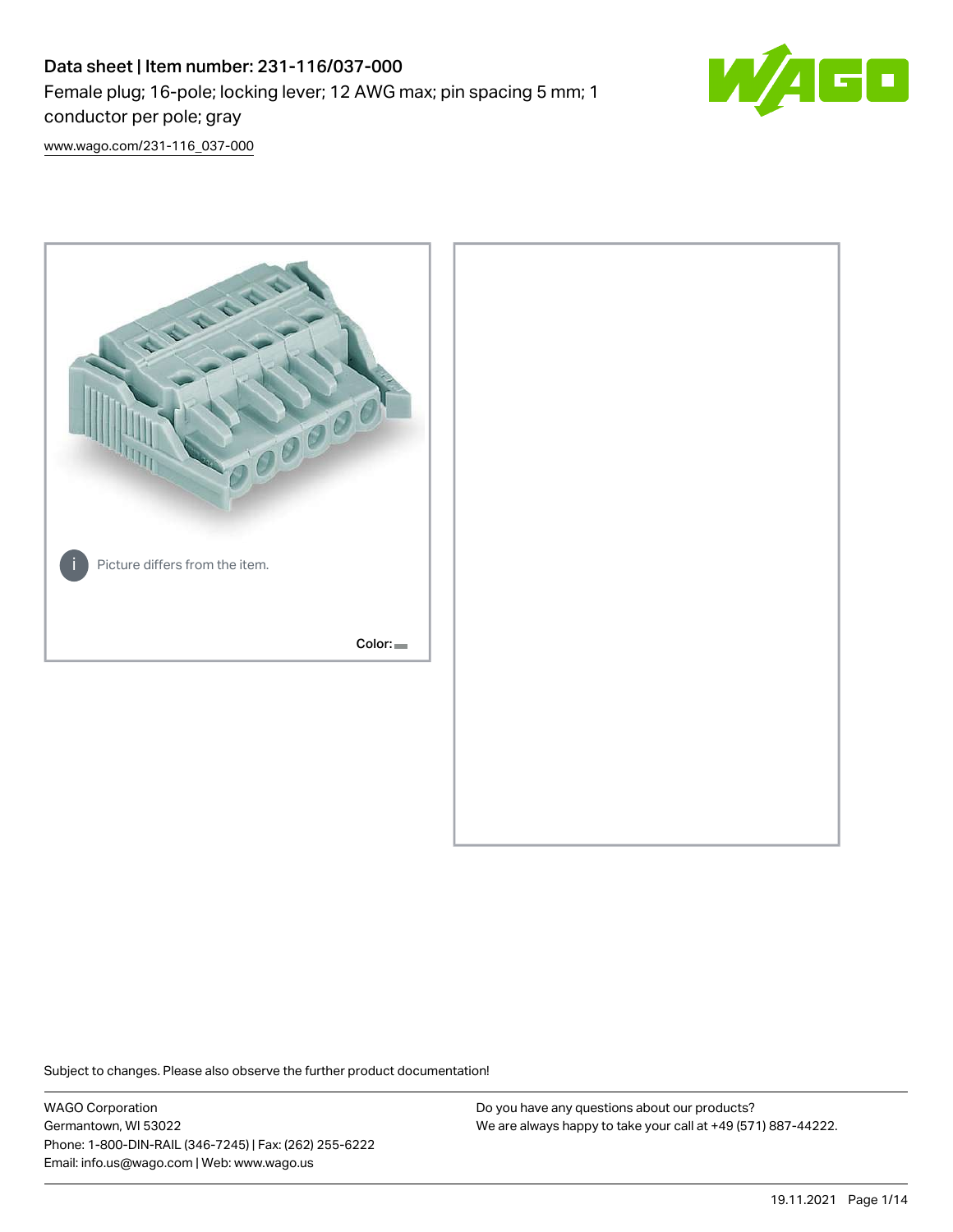# Data sheet | Item number: 231-116/037-000

Female plug; 16-pole; locking lever; 12 AWG max; pin spacing 5 mm; 1 conductor per pole; gray

[www.wago.com/231-116_037-000](www.wago.com/231-116_037-000)

Picture differs from the item.

Color:

Subject to changes. Please also observe the further product documentation!

WAGO Corporation
Germantown, WI 53022
Phone: 1-800-DIN-RAIL (346-7245) | Fax: (262) 255-6222
Email: info.us@wago.com | Web: www.wago.us

Do you have any questions about our products?
We are always happy to take your call at +49 (571) 887-44222.

19.11.2021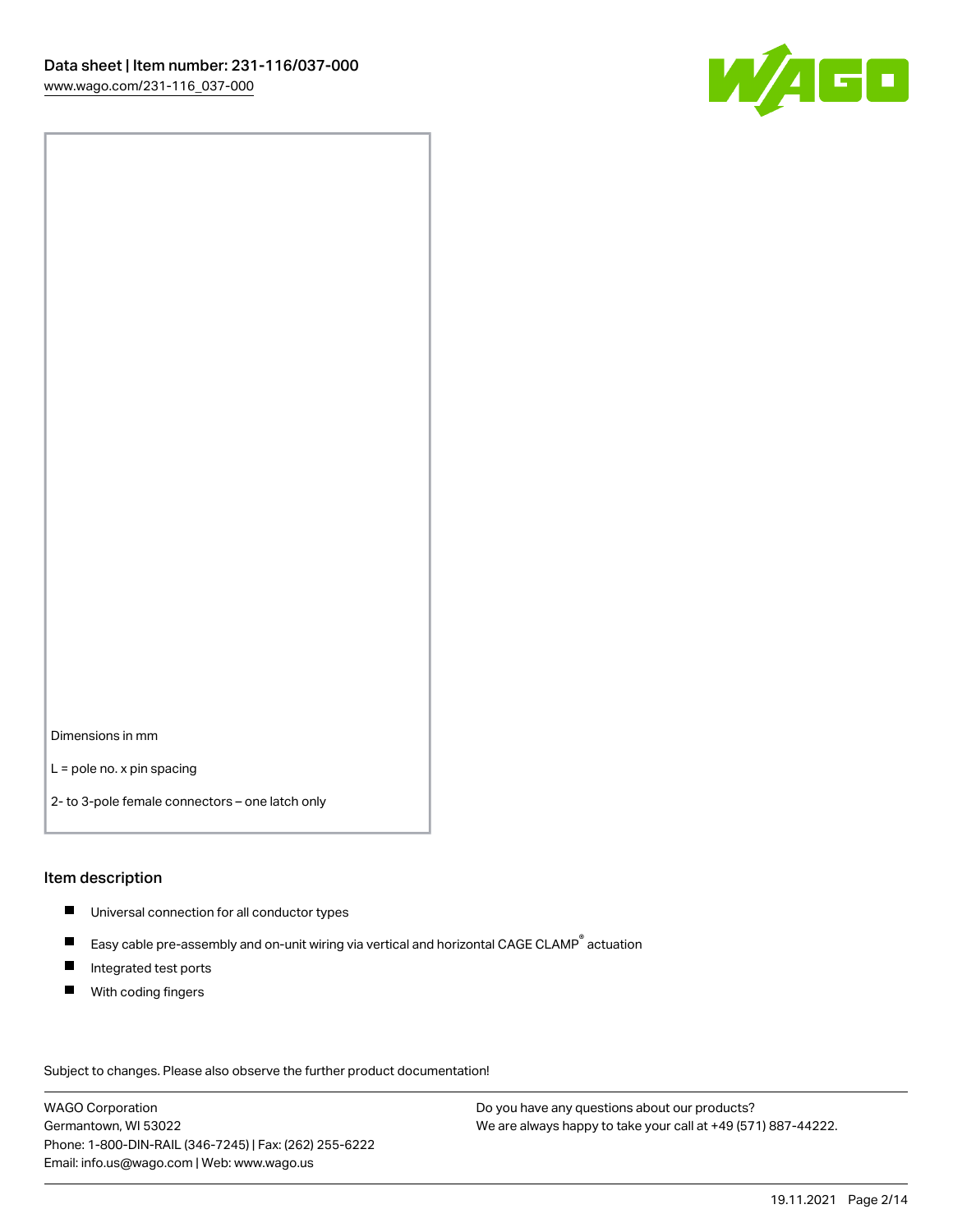Dimensions in mm

L = pole no. x pin spacing

2- to 3-pole female connectors – one latch only

## Item description

- Universal connection for all conductor types
- Easy cable pre-assembly and on-unit wiring via vertical and horizontal CAGE CLAMP® actuation
- Integrated test ports
- With coding fingers

Subject to changes. Please also observe the further product documentation!

WAGO Corporation
Germantown, WI 53022
Phone: 1-800-DIN-RAIL (346-7245) | Fax: (262) 255-6222
Email: info.us@wago.com | Web: www.wago.us

Do you have any questions about our products?
We are always happy to take your call at +49 (571) 887-44222.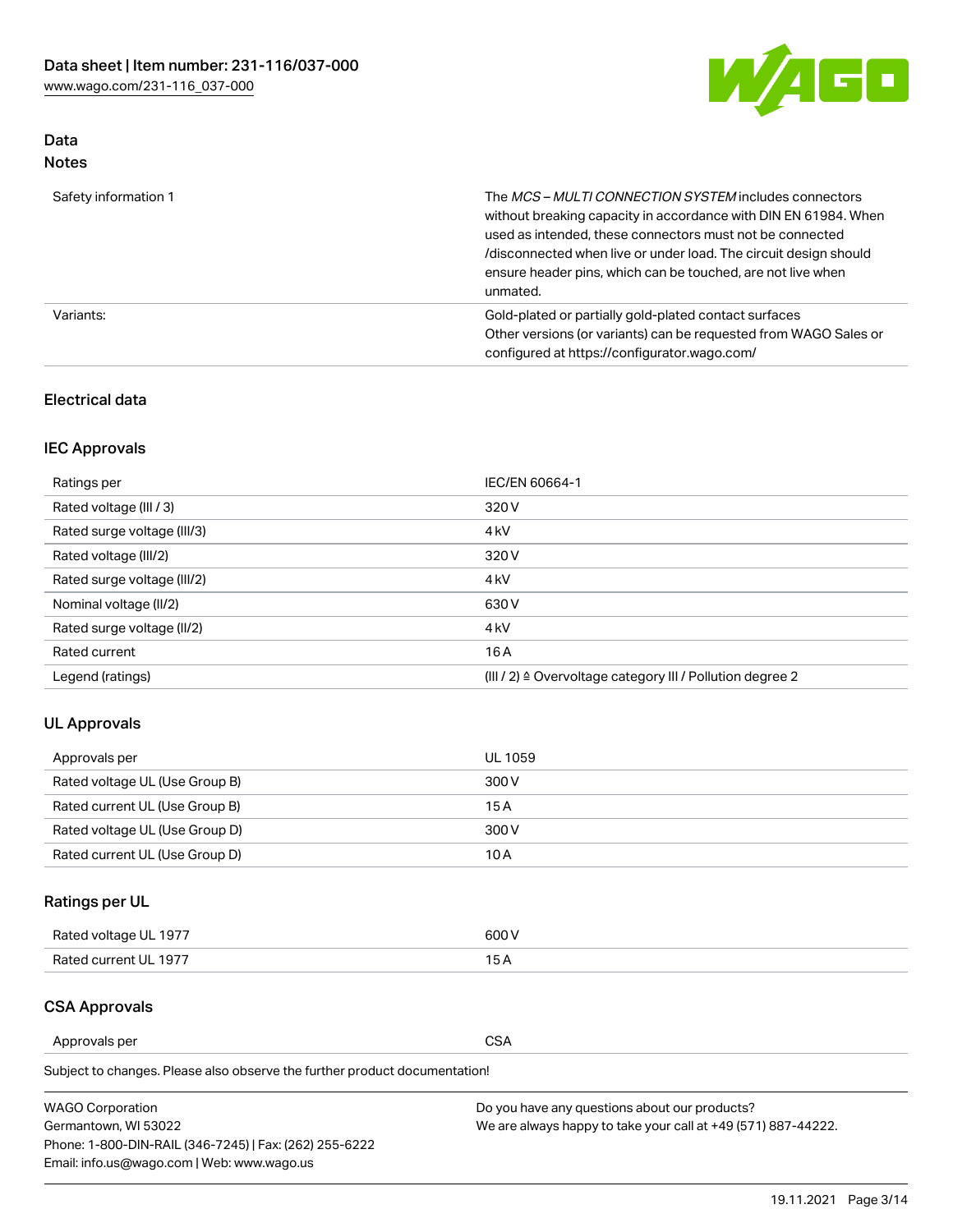## Data

### Notes

| | |
|---|---|
| Safety information 1 | The *MCS – MULTI CONNECTION SYSTEM* includes connectors without breaking capacity in accordance with DIN EN 61984. When used as intended, these connectors must not be connected /disconnected when live or under load. The circuit design should ensure header pins, which can be touched, are not live when unmated. |
| Variants: | Gold-plated or partially gold-plated contact surfaces<br>Other versions (or variants) can be requested from WAGO Sales or configured at https://configurator.wago.com/ |

### Electrical data

#### IEC Approvals

| | |
|---|---|
| Ratings per | IEC/EN 60664-1 |
| Rated voltage (III / 3) | 320 V |
| Rated surge voltage (III/3) | 4 kV |
| Rated voltage (III/2) | 320 V |
| Rated surge voltage (III/2) | 4 kV |
| Nominal voltage (II/2) | 630 V |
| Rated surge voltage (II/2) | 4 kV |
| Rated current | 16 A |
| Legend (ratings) | (III / 2) ≙ Overvoltage category III / Pollution degree 2 |

#### UL Approvals

| | |
|---|---|
| Approvals per | UL 1059 |
| Rated voltage UL (Use Group B) | 300 V |
| Rated current UL (Use Group B) | 15 A |
| Rated voltage UL (Use Group D) | 300 V |
| Rated current UL (Use Group D) | 10 A |

#### Ratings per UL

| | |
|---|---|
| Rated voltage UL 1977 | 600 V |
| Rated current UL 1977 | 15 A |

#### CSA Approvals

| | |
|---|---|
| Approvals per | CSA |

Subject to changes. Please also observe the further product documentation!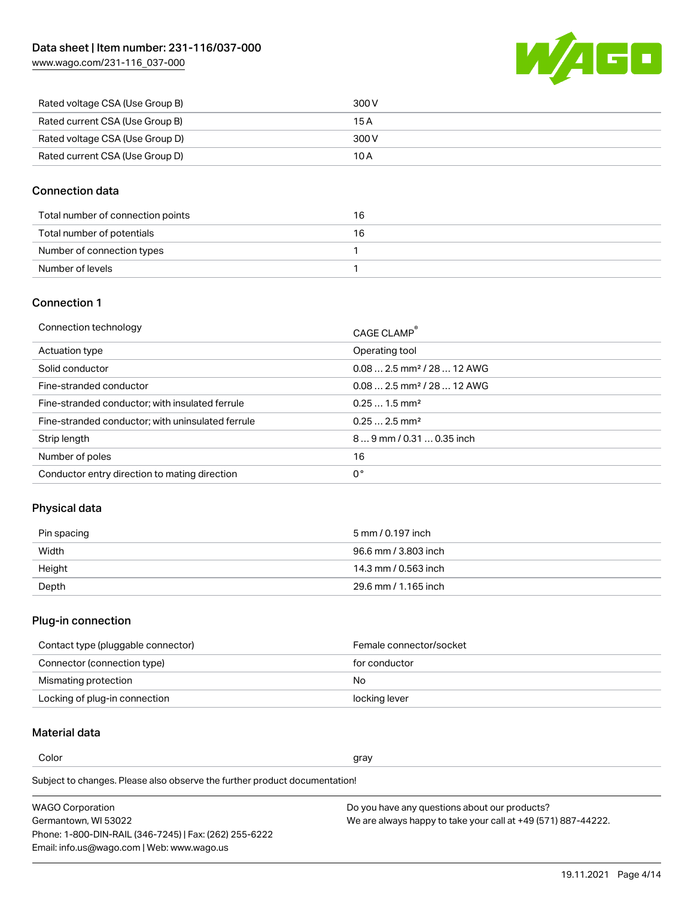| | |
|---|---|
| Rated voltage CSA (Use Group B) | 300 V |
| Rated current CSA (Use Group B) | 15 A |
| Rated voltage CSA (Use Group D) | 300 V |
| Rated current CSA (Use Group D) | 10 A |

## Connection data

| | |
|---|---|
| Total number of connection points | 16 |
| Total number of potentials | 16 |
| Number of connection types | 1 |
| Number of levels | 1 |

## Connection 1

| | |
|---|---|
| Connection technology | CAGE CLAMP® |
| Actuation type | Operating tool |
| Solid conductor | 0.08 … 2.5 mm² / 28 … 12 AWG |
| Fine-stranded conductor | 0.08 … 2.5 mm² / 28 … 12 AWG |
| Fine-stranded conductor; with insulated ferrule | 0.25 … 1.5 mm² |
| Fine-stranded conductor; with uninsulated ferrule | 0.25 … 2.5 mm² |
| Strip length | 8 … 9 mm / 0.31 … 0.35 inch |
| Number of poles | 16 |
| Conductor entry direction to mating direction | 0 ° |

## Physical data

| | |
|---|---|
| Pin spacing | 5 mm / 0.197 inch |
| Width | 96.6 mm / 3.803 inch |
| Height | 14.3 mm / 0.563 inch |
| Depth | 29.6 mm / 1.165 inch |

## Plug-in connection

| | |
|---|---|
| Contact type (pluggable connector) | Female connector/socket |
| Connector (connection type) | for conductor |
| Mismating protection | No |
| Locking of plug-in connection | locking lever |

## Material data

| | |
|---|---|
| Color | gray |

Subject to changes. Please also observe the further product documentation!

WAGO Corporation
Germantown, WI 53022
Phone: 1-800-DIN-RAIL (346-7245) | Fax: (262) 255-6222
Email: info.us@wago.com | Web: www.wago.us

Do you have any questions about our products?
We are always happy to take your call at +49 (571) 887-44222.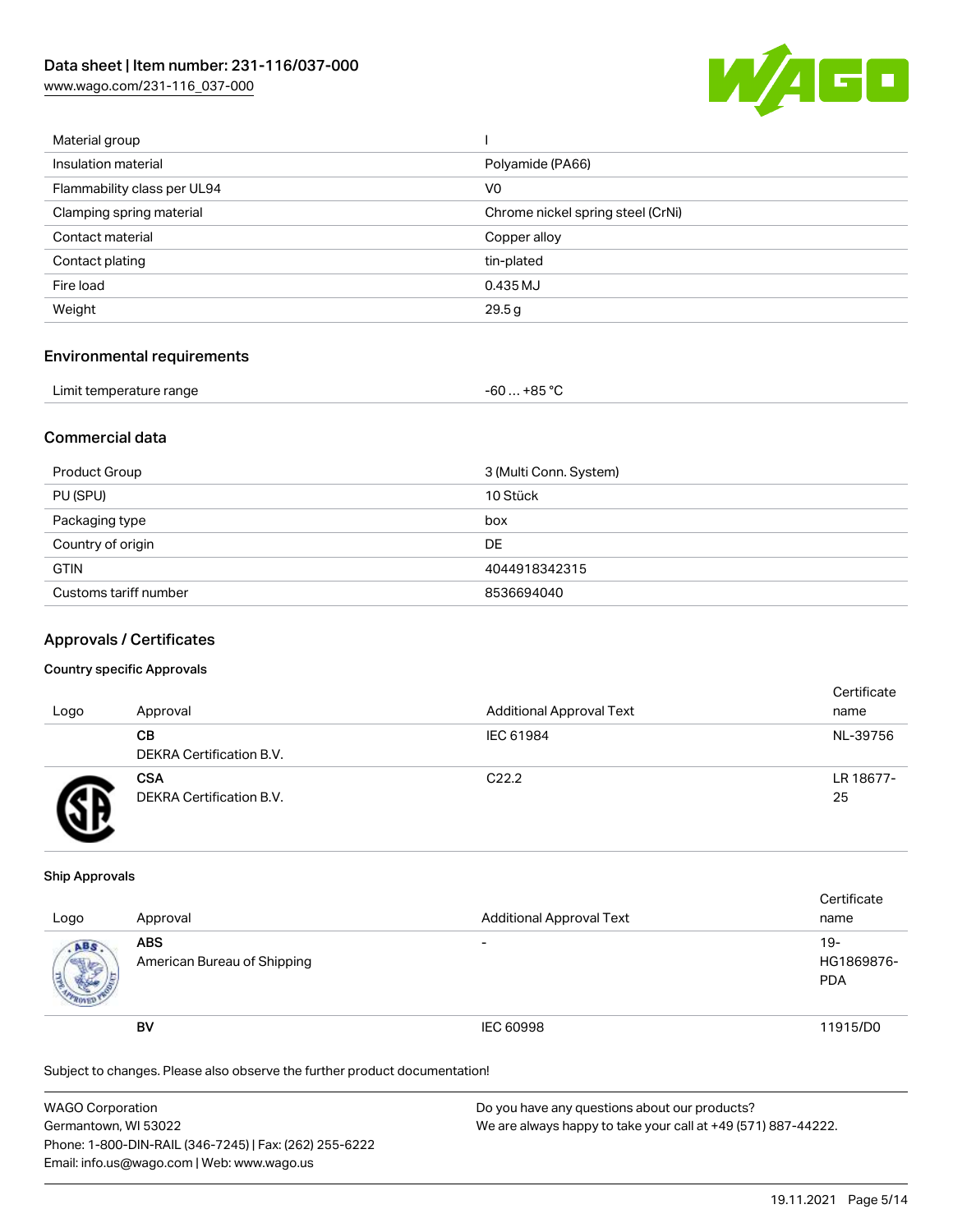| Material group | I |
| --- | --- |
| Insulation material | Polyamide (PA66) |
| Flammability class per UL94 | V0 |
| Clamping spring material | Chrome nickel spring steel (CrNi) |
| Contact material | Copper alloy |
| Contact plating | tin-plated |
| Fire load | 0.435 MJ |
| Weight | 29.5 g |

## Environmental requirements

| Limit temperature range | -60 … +85 °C |
| --- | --- |

## Commercial data

| Product Group | 3 (Multi Conn. System) |
| --- | --- |
| PU (SPU) | 10 Stück |
| Packaging type | box |
| Country of origin | DE |
| GTIN | 4044918342315 |
| Customs tariff number | 8536694040 |

## Approvals / Certificates

### Country specific Approvals

| Logo | Approval | Additional Approval Text | Certificate name |
| --- | --- | --- | --- |
| | **CB** DEKRA Certification B.V. | IEC 61984 | NL-39756 |
| | **CSA** DEKRA Certification B.V. | C22.2 | LR 18677-25 |

### Ship Approvals

| Logo | Approval | Additional Approval Text | Certificate name |
| --- | --- | --- | --- |
| | **ABS** American Bureau of Shipping | - | 19-HG1869876-PDA |
| | **BV** | IEC 60998 | 11915/D0 |

Subject to changes. Please also observe the further product documentation!

WAGO Corporation
Germantown, WI 53022
Phone: 1-800-DIN-RAIL (346-7245) | Fax: (262) 255-6222
Email: info.us@wago.com | Web: www.wago.us

Do you have any questions about our products?
We are always happy to take your call at +49 (571) 887-44222.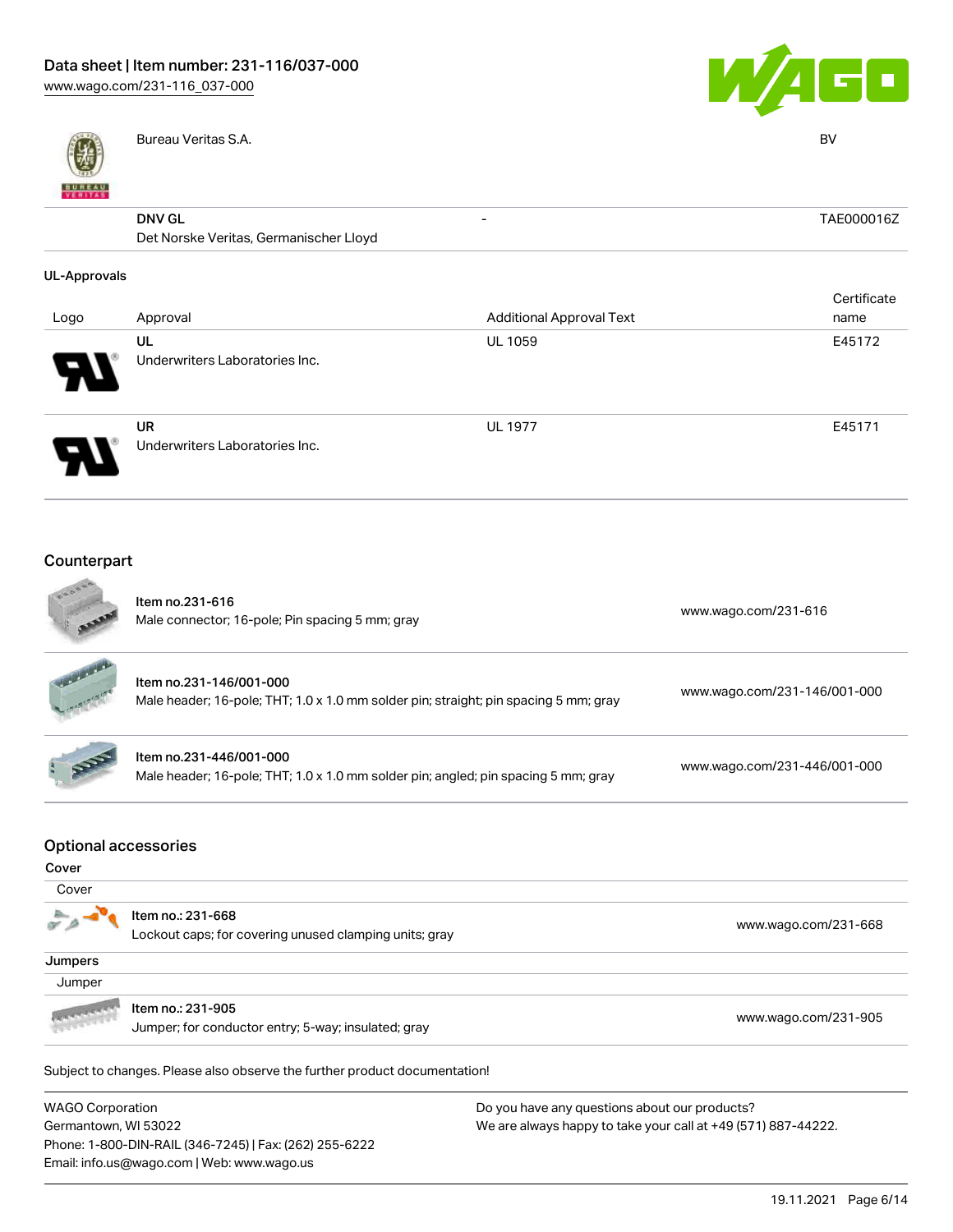| | | | |
|---|---|---|---|
| | Bureau Veritas S.A. | | BV |
| | **DNV GL**<br>Det Norske Veritas, Germanischer Lloyd | - | TAE000016Z |

**UL-Approvals**

| Logo | Approval | Additional Approval Text | Certificate name |
|---|---|---|---|
| | UL<br>Underwriters Laboratories Inc. | UL 1059 | E45172 |
| | UR<br>Underwriters Laboratories Inc. | UL 1977 | E45171 |

## Counterpart

| | |
|---|---|
| Item no.231-616<br>Male connector; 16-pole; Pin spacing 5 mm; gray | www.wago.com/231-616 |
| Item no.231-146/001-000<br>Male header; 16-pole; THT; 1.0 x 1.0 mm solder pin; straight; pin spacing 5 mm; gray | www.wago.com/231-146/001-000 |
| Item no.231-446/001-000<br>Male header; 16-pole; THT; 1.0 x 1.0 mm solder pin; angled; pin spacing 5 mm; gray | www.wago.com/231-446/001-000 |

## Optional accessories

**Cover**

Cover

| | |
|---|---|
| Item no.: 231-668<br>Lockout caps; for covering unused clamping units; gray | www.wago.com/231-668 |

**Jumpers**

Jumper

| | |
|---|---|
| Item no.: 231-905<br>Jumper; for conductor entry; 5-way; insulated; gray | www.wago.com/231-905 |

Subject to changes. Please also observe the further product documentation!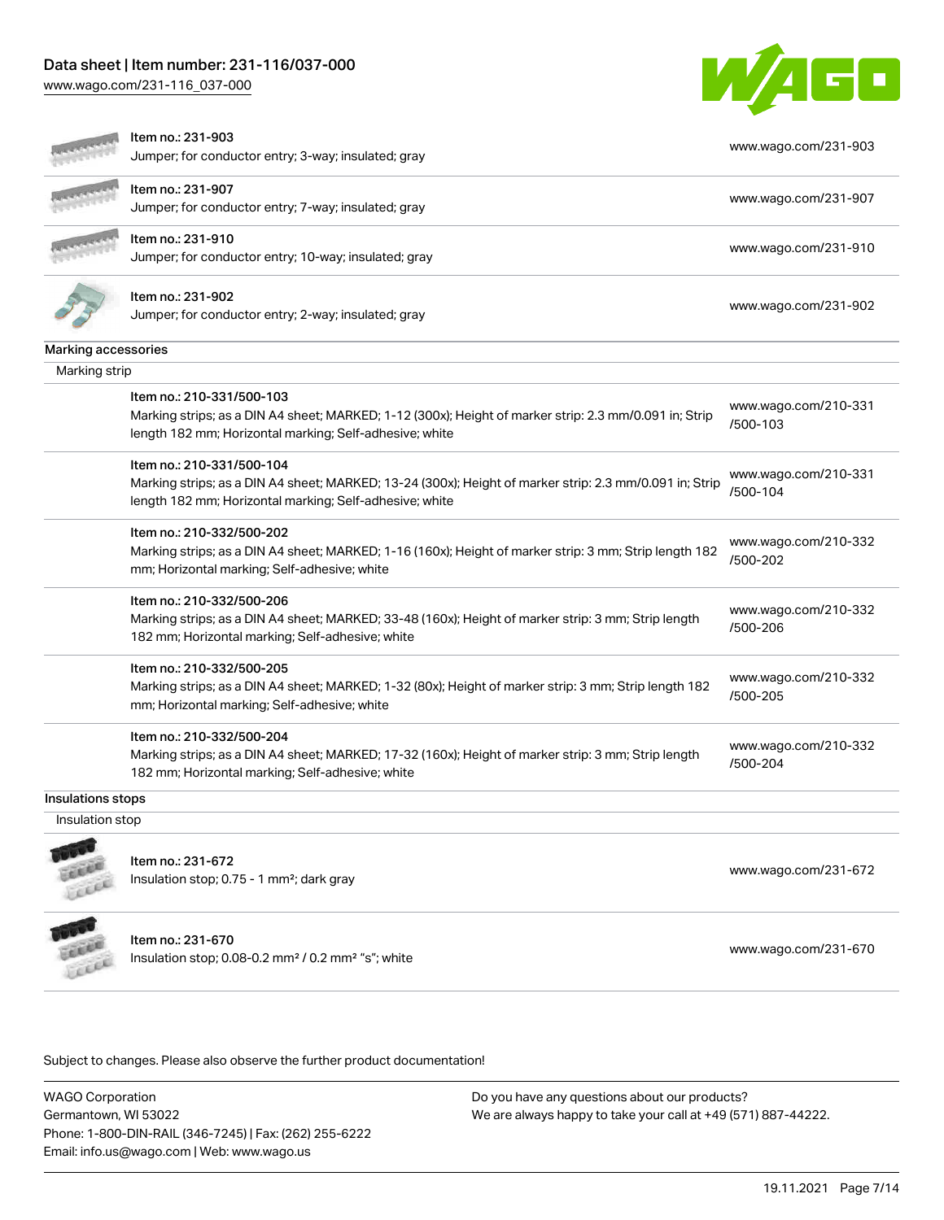| | | |
|---|---|---|
| | Item no.: 231-903<br>Jumper; for conductor entry; 3-way; insulated; gray | www.wago.com/231-903 |
| | Item no.: 231-907<br>Jumper; for conductor entry; 7-way; insulated; gray | www.wago.com/231-907 |
| | Item no.: 231-910<br>Jumper; for conductor entry; 10-way; insulated; gray | www.wago.com/231-910 |
| | Item no.: 231-902<br>Jumper; for conductor entry; 2-way; insulated; gray | www.wago.com/231-902 |

## Marking accessories

### Marking strip

| | | |
|---|---|---|
| | Item no.: 210-331/500-103<br>Marking strips; as a DIN A4 sheet; MARKED; 1-12 (300x); Height of marker strip: 2.3 mm/0.091 in; Strip length 182 mm; Horizontal marking; Self-adhesive; white | www.wago.com/210-331/500-103 |
| | Item no.: 210-331/500-104<br>Marking strips; as a DIN A4 sheet; MARKED; 13-24 (300x); Height of marker strip: 2.3 mm/0.091 in; Strip length 182 mm; Horizontal marking; Self-adhesive; white | www.wago.com/210-331/500-104 |
| | Item no.: 210-332/500-202<br>Marking strips; as a DIN A4 sheet; MARKED; 1-16 (160x); Height of marker strip: 3 mm; Strip length 182 mm; Horizontal marking; Self-adhesive; white | www.wago.com/210-332/500-202 |
| | Item no.: 210-332/500-206<br>Marking strips; as a DIN A4 sheet; MARKED; 33-48 (160x); Height of marker strip: 3 mm; Strip length 182 mm; Horizontal marking; Self-adhesive; white | www.wago.com/210-332/500-206 |
| | Item no.: 210-332/500-205<br>Marking strips; as a DIN A4 sheet; MARKED; 1-32 (80x); Height of marker strip: 3 mm; Strip length 182 mm; Horizontal marking; Self-adhesive; white | www.wago.com/210-332/500-205 |
| | Item no.: 210-332/500-204<br>Marking strips; as a DIN A4 sheet; MARKED; 17-32 (160x); Height of marker strip: 3 mm; Strip length 182 mm; Horizontal marking; Self-adhesive; white | www.wago.com/210-332/500-204 |

## Insulations stops

### Insulation stop

| | | |
|---|---|---|
| | Item no.: 231-672<br>Insulation stop; 0.75 - 1 mm²; dark gray | www.wago.com/231-672 |
| | Item no.: 231-670<br>Insulation stop; 0.08-0.2 mm² / 0.2 mm² "s"; white | www.wago.com/231-670 |

Subject to changes. Please also observe the further product documentation!

WAGO Corporation
Germantown, WI 53022
Phone: 1-800-DIN-RAIL (346-7245) | Fax: (262) 255-6222
Email: info.us@wago.com | Web: www.wago.us

Do you have any questions about our products?
We are always happy to take your call at +49 (571) 887-44222.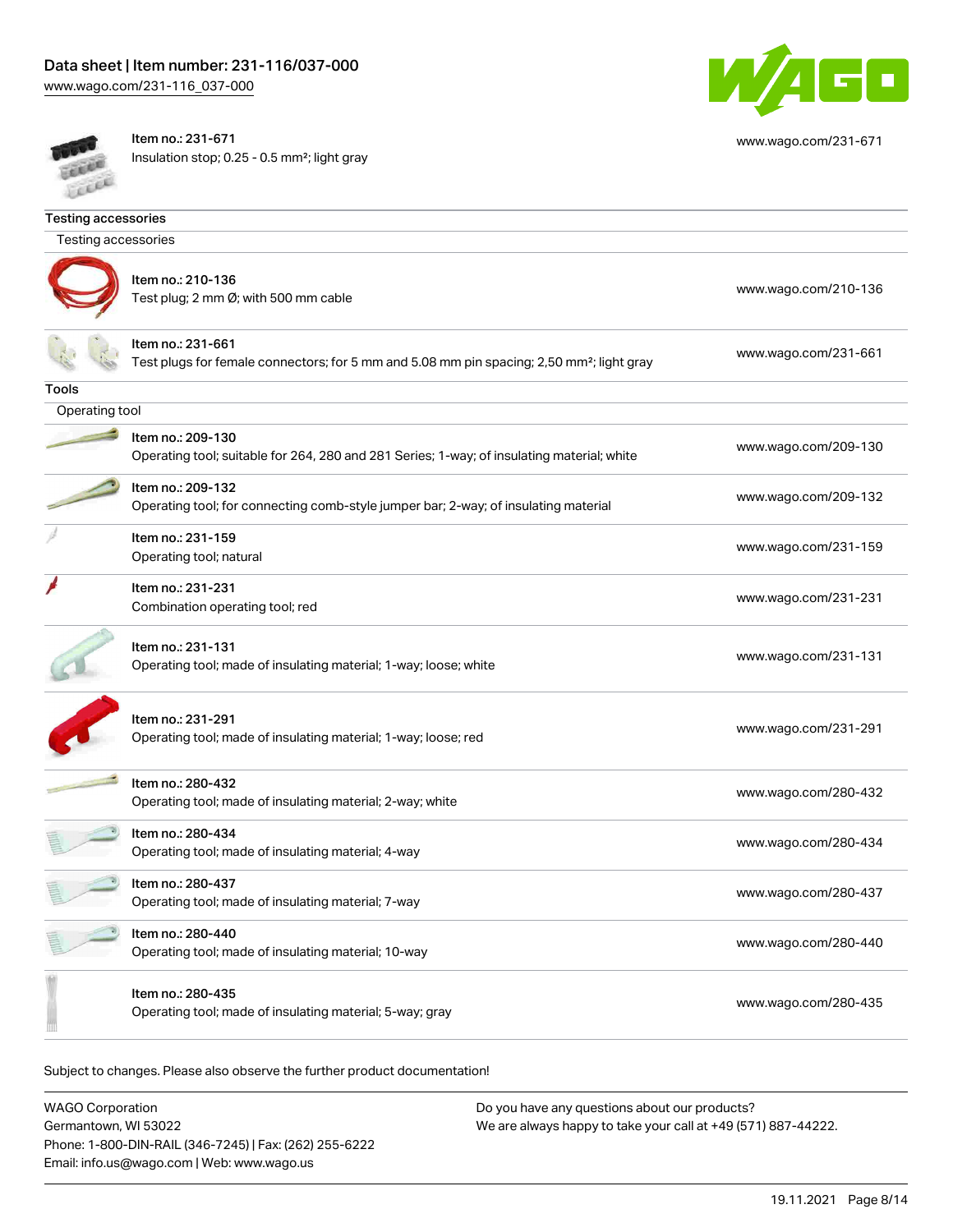| | | |
|---|---|---|
| | Item no.: 231-671<br>Insulation stop; 0.25 - 0.5 mm²; light gray | www.wago.com/231-671 |

## Testing accessories

### Testing accessories

| | | |
|---|---|---|
| | Item no.: 210-136<br>Test plug; 2 mm Ø; with 500 mm cable | www.wago.com/210-136 |
| | Item no.: 231-661<br>Test plugs for female connectors; for 5 mm and 5.08 mm pin spacing; 2,50 mm²; light gray | www.wago.com/231-661 |

## Tools

### Operating tool

| | | |
|---|---|---|
| | Item no.: 209-130<br>Operating tool; suitable for 264, 280 and 281 Series; 1-way; of insulating material; white | www.wago.com/209-130 |
| | Item no.: 209-132<br>Operating tool; for connecting comb-style jumper bar; 2-way; of insulating material | www.wago.com/209-132 |
| | Item no.: 231-159<br>Operating tool; natural | www.wago.com/231-159 |
| | Item no.: 231-231<br>Combination operating tool; red | www.wago.com/231-231 |
| | Item no.: 231-131<br>Operating tool; made of insulating material; 1-way; loose; white | www.wago.com/231-131 |
| | Item no.: 231-291<br>Operating tool; made of insulating material; 1-way; loose; red | www.wago.com/231-291 |
| | Item no.: 280-432<br>Operating tool; made of insulating material; 2-way; white | www.wago.com/280-432 |
| | Item no.: 280-434<br>Operating tool; made of insulating material; 4-way | www.wago.com/280-434 |
| | Item no.: 280-437<br>Operating tool; made of insulating material; 7-way | www.wago.com/280-437 |
| | Item no.: 280-440<br>Operating tool; made of insulating material; 10-way | www.wago.com/280-440 |
| | Item no.: 280-435<br>Operating tool; made of insulating material; 5-way; gray | www.wago.com/280-435 |

Subject to changes. Please also observe the further product documentation!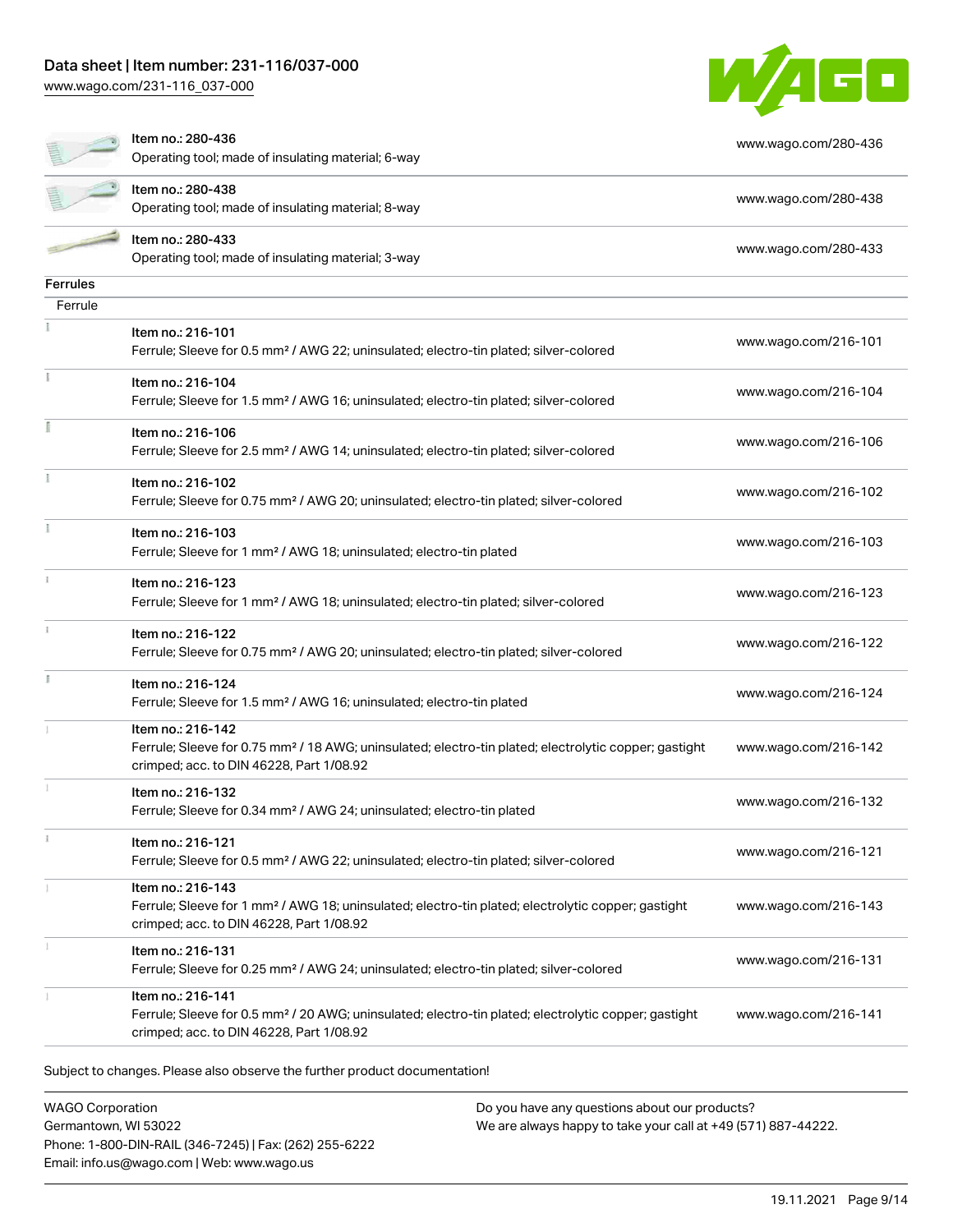| | | |
|---|---|---|
| | Item no.: 280-436<br>Operating tool; made of insulating material; 6-way | www.wago.com/280-436 |
| | Item no.: 280-438<br>Operating tool; made of insulating material; 8-way | www.wago.com/280-438 |
| | Item no.: 280-433<br>Operating tool; made of insulating material; 3-way | www.wago.com/280-433 |

**Ferrules**

Ferrule

| | | |
|---|---|---|
| | Item no.: 216-101<br>Ferrule; Sleeve for 0.5 mm² / AWG 22; uninsulated; electro-tin plated; silver-colored | www.wago.com/216-101 |
| | Item no.: 216-104<br>Ferrule; Sleeve for 1.5 mm² / AWG 16; uninsulated; electro-tin plated; silver-colored | www.wago.com/216-104 |
| | Item no.: 216-106<br>Ferrule; Sleeve for 2.5 mm² / AWG 14; uninsulated; electro-tin plated; silver-colored | www.wago.com/216-106 |
| | Item no.: 216-102<br>Ferrule; Sleeve for 0.75 mm² / AWG 20; uninsulated; electro-tin plated; silver-colored | www.wago.com/216-102 |
| | Item no.: 216-103<br>Ferrule; Sleeve for 1 mm² / AWG 18; uninsulated; electro-tin plated | www.wago.com/216-103 |
| | Item no.: 216-123<br>Ferrule; Sleeve for 1 mm² / AWG 18; uninsulated; electro-tin plated; silver-colored | www.wago.com/216-123 |
| | Item no.: 216-122<br>Ferrule; Sleeve for 0.75 mm² / AWG 20; uninsulated; electro-tin plated; silver-colored | www.wago.com/216-122 |
| | Item no.: 216-124<br>Ferrule; Sleeve for 1.5 mm² / AWG 16; uninsulated; electro-tin plated | www.wago.com/216-124 |
| | Item no.: 216-142<br>Ferrule; Sleeve for 0.75 mm² / 18 AWG; uninsulated; electro-tin plated; electrolytic copper; gastight crimped; acc. to DIN 46228, Part 1/08.92 | www.wago.com/216-142 |
| | Item no.: 216-132<br>Ferrule; Sleeve for 0.34 mm² / AWG 24; uninsulated; electro-tin plated | www.wago.com/216-132 |
| | Item no.: 216-121<br>Ferrule; Sleeve for 0.5 mm² / AWG 22; uninsulated; electro-tin plated; silver-colored | www.wago.com/216-121 |
| | Item no.: 216-143<br>Ferrule; Sleeve for 1 mm² / AWG 18; uninsulated; electro-tin plated; electrolytic copper; gastight crimped; acc. to DIN 46228, Part 1/08.92 | www.wago.com/216-143 |
| | Item no.: 216-131<br>Ferrule; Sleeve for 0.25 mm² / AWG 24; uninsulated; electro-tin plated; silver-colored | www.wago.com/216-131 |
| | Item no.: 216-141<br>Ferrule; Sleeve for 0.5 mm² / 20 AWG; uninsulated; electro-tin plated; electrolytic copper; gastight crimped; acc. to DIN 46228, Part 1/08.92 | www.wago.com/216-141 |

Subject to changes. Please also observe the further product documentation!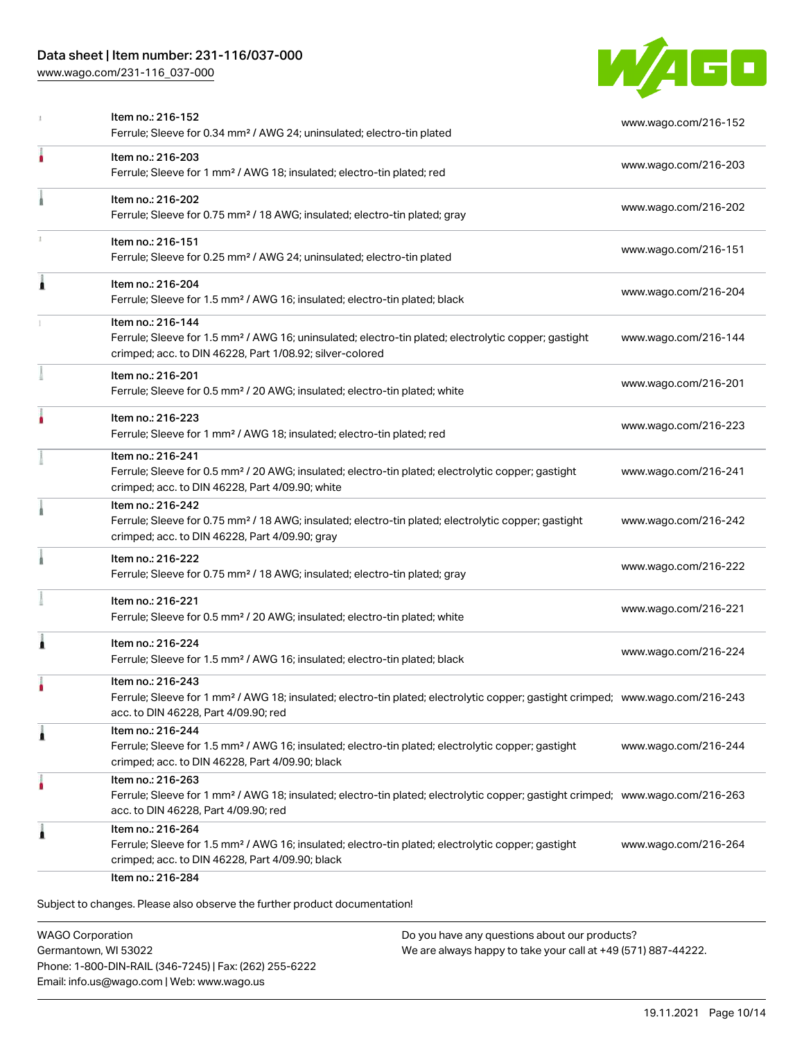| Item | URL |
| --- | --- |
| Item no.: 216-152<br>Ferrule; Sleeve for 0.34 mm² / AWG 24; uninsulated; electro-tin plated | www.wago.com/216-152 |
| Item no.: 216-203<br>Ferrule; Sleeve for 1 mm² / AWG 18; insulated; electro-tin plated; red | www.wago.com/216-203 |
| Item no.: 216-202<br>Ferrule; Sleeve for 0.75 mm² / 18 AWG; insulated; electro-tin plated; gray | www.wago.com/216-202 |
| Item no.: 216-151<br>Ferrule; Sleeve for 0.25 mm² / AWG 24; uninsulated; electro-tin plated | www.wago.com/216-151 |
| Item no.: 216-204<br>Ferrule; Sleeve for 1.5 mm² / AWG 16; insulated; electro-tin plated; black | www.wago.com/216-204 |
| Item no.: 216-144<br>Ferrule; Sleeve for 1.5 mm² / AWG 16; uninsulated; electro-tin plated; electrolytic copper; gastight crimped; acc. to DIN 46228, Part 1/08.92; silver-colored | www.wago.com/216-144 |
| Item no.: 216-201<br>Ferrule; Sleeve for 0.5 mm² / 20 AWG; insulated; electro-tin plated; white | www.wago.com/216-201 |
| Item no.: 216-223<br>Ferrule; Sleeve for 1 mm² / AWG 18; insulated; electro-tin plated; red | www.wago.com/216-223 |
| Item no.: 216-241<br>Ferrule; Sleeve for 0.5 mm² / 20 AWG; insulated; electro-tin plated; electrolytic copper; gastight crimped; acc. to DIN 46228, Part 4/09.90; white | www.wago.com/216-241 |
| Item no.: 216-242<br>Ferrule; Sleeve for 0.75 mm² / 18 AWG; insulated; electro-tin plated; electrolytic copper; gastight crimped; acc. to DIN 46228, Part 4/09.90; gray | www.wago.com/216-242 |
| Item no.: 216-222<br>Ferrule; Sleeve for 0.75 mm² / 18 AWG; insulated; electro-tin plated; gray | www.wago.com/216-222 |
| Item no.: 216-221<br>Ferrule; Sleeve for 0.5 mm² / 20 AWG; insulated; electro-tin plated; white | www.wago.com/216-221 |
| Item no.: 216-224<br>Ferrule; Sleeve for 1.5 mm² / AWG 16; insulated; electro-tin plated; black | www.wago.com/216-224 |
| Item no.: 216-243<br>Ferrule; Sleeve for 1 mm² / AWG 18; insulated; electro-tin plated; electrolytic copper; gastight crimped; acc. to DIN 46228, Part 4/09.90; red | www.wago.com/216-243 |
| Item no.: 216-244<br>Ferrule; Sleeve for 1.5 mm² / AWG 16; insulated; electro-tin plated; electrolytic copper; gastight crimped; acc. to DIN 46228, Part 4/09.90; black | www.wago.com/216-244 |
| Item no.: 216-263<br>Ferrule; Sleeve for 1 mm² / AWG 18; insulated; electro-tin plated; electrolytic copper; gastight crimped; acc. to DIN 46228, Part 4/09.90; red | www.wago.com/216-263 |
| Item no.: 216-264<br>Ferrule; Sleeve for 1.5 mm² / AWG 16; insulated; electro-tin plated; electrolytic copper; gastight crimped; acc. to DIN 46228, Part 4/09.90; black | www.wago.com/216-264 |
| Item no.: 216-284 | |

Subject to changes. Please also observe the further product documentation!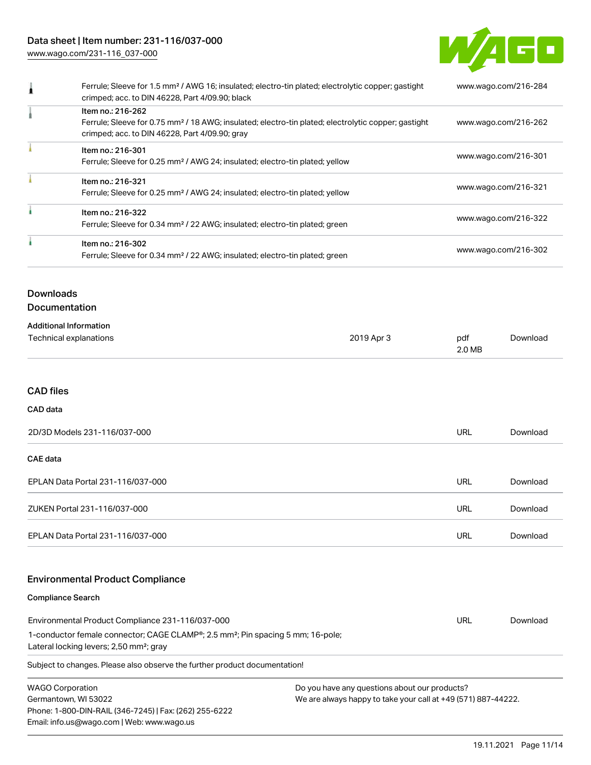| Description | URL |
| --- | --- |
| Ferrule; Sleeve for 1.5 mm² / AWG 16; insulated; electro-tin plated; electrolytic copper; gastight crimped; acc. to DIN 46228, Part 4/09.90; black | www.wago.com/216-284 |
| Item no.: 216-262<br>Ferrule; Sleeve for 0.75 mm² / 18 AWG; insulated; electro-tin plated; electrolytic copper; gastight crimped; acc. to DIN 46228, Part 4/09.90; gray | www.wago.com/216-262 |
| Item no.: 216-301<br>Ferrule; Sleeve for 0.25 mm² / AWG 24; insulated; electro-tin plated; yellow | www.wago.com/216-301 |
| Item no.: 216-321<br>Ferrule; Sleeve for 0.25 mm² / AWG 24; insulated; electro-tin plated; yellow | www.wago.com/216-321 |
| Item no.: 216-322<br>Ferrule; Sleeve for 0.34 mm² / 22 AWG; insulated; electro-tin plated; green | www.wago.com/216-322 |
| Item no.: 216-302<br>Ferrule; Sleeve for 0.34 mm² / 22 AWG; insulated; electro-tin plated; green | www.wago.com/216-302 |

## Downloads

### Documentation

**Additional Information**

| | | | |
| --- | --- | --- | --- |
| Technical explanations | 2019 Apr 3 | pdf 2.0 MB | Download |

### CAD files

**CAD data**

| | | |
| --- | --- | --- |
| 2D/3D Models 231-116/037-000 | URL | Download |

**CAE data**

| | | |
| --- | --- | --- |
| EPLAN Data Portal 231-116/037-000 | URL | Download |
| ZUKEN Portal 231-116/037-000 | URL | Download |
| EPLAN Data Portal 231-116/037-000 | URL | Download |

### Environmental Product Compliance

**Compliance Search**

| | | |
| --- | --- | --- |
| Environmental Product Compliance 231-116/037-000<br>1-conductor female connector; CAGE CLAMP®; 2.5 mm²; Pin spacing 5 mm; 16-pole; Lateral locking levers; 2,50 mm²; gray | URL | Download |

Subject to changes. Please also observe the further product documentation!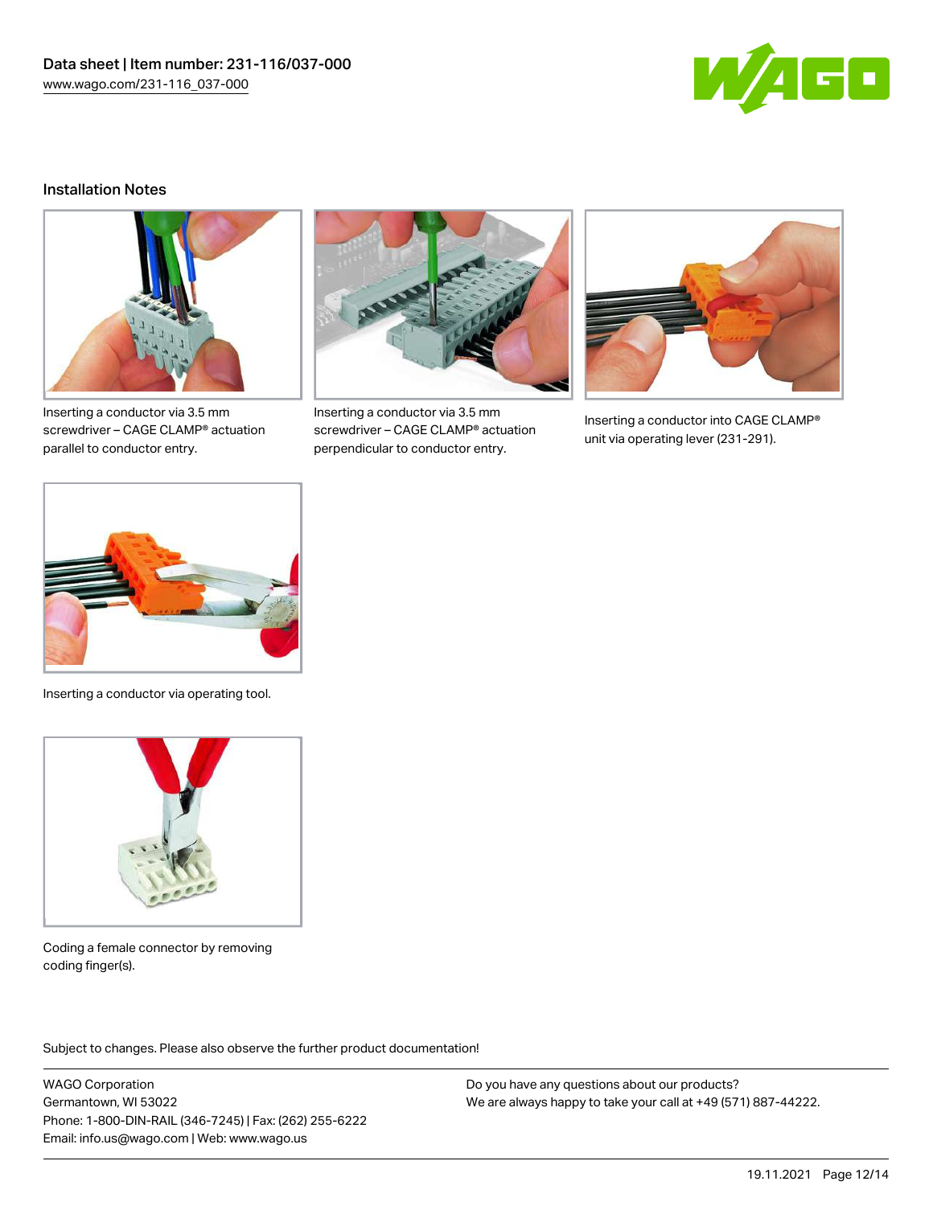## Installation Notes

Inserting a conductor via 3.5 mm screwdriver – CAGE CLAMP® actuation parallel to conductor entry.

Inserting a conductor via 3.5 mm screwdriver – CAGE CLAMP® actuation perpendicular to conductor entry.

Inserting a conductor into CAGE CLAMP® unit via operating lever (231-291).

Inserting a conductor via operating tool.

Coding a female connector by removing coding finger(s).

Subject to changes. Please also observe the further product documentation!

WAGO Corporation
Germantown, WI 53022
Phone: 1-800-DIN-RAIL (346-7245) | Fax: (262) 255-6222
Email: info.us@wago.com | Web: www.wago.us

Do you have any questions about our products?
We are always happy to take your call at +49 (571) 887-44222.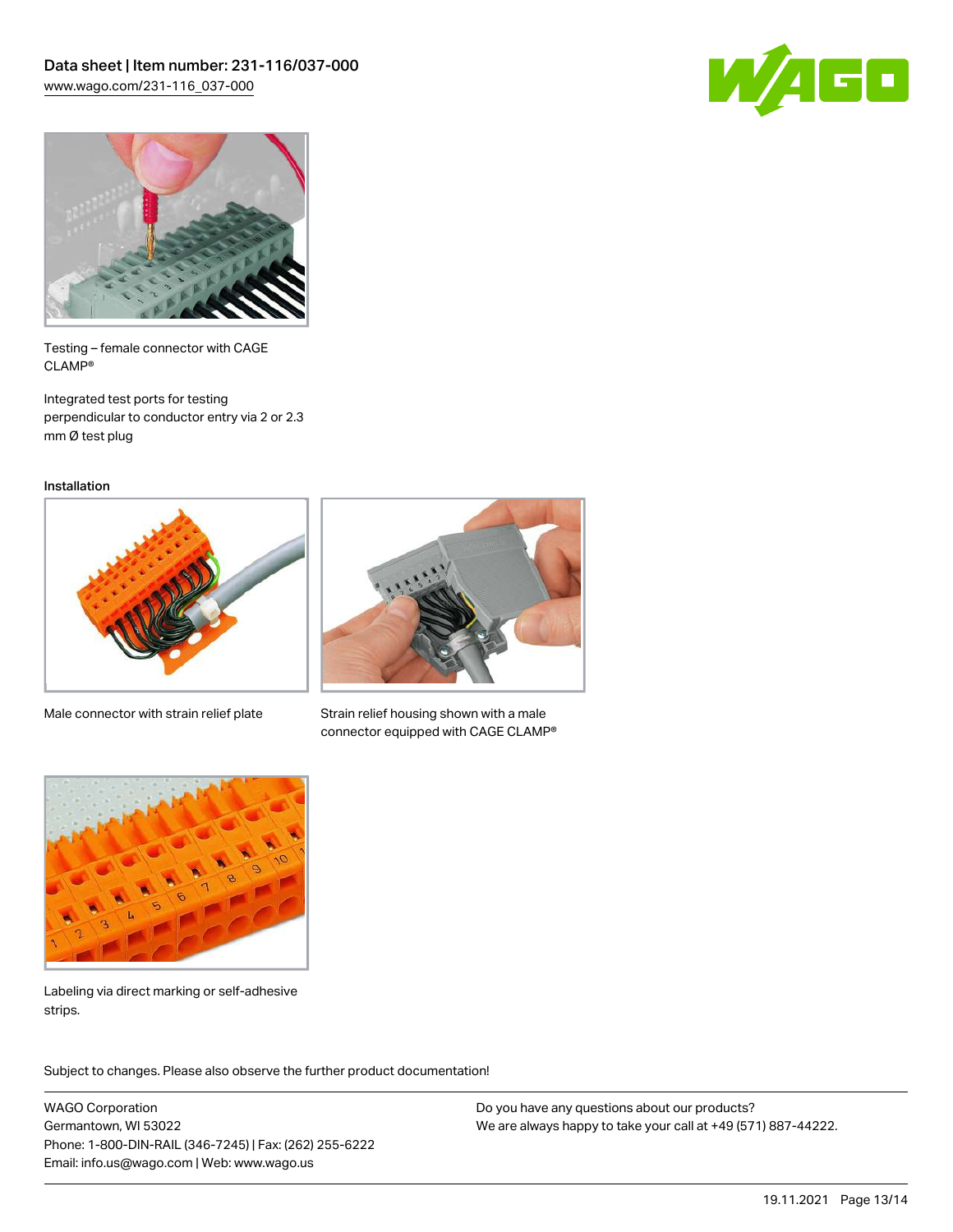Testing – female connector with CAGE CLAMP®

Integrated test ports for testing perpendicular to conductor entry via 2 or 2.3 mm Ø test plug

Installation

Male connector with strain relief plate

Strain relief housing shown with a male connector equipped with CAGE CLAMP®

Labeling via direct marking or self-adhesive strips.

Subject to changes. Please also observe the further product documentation!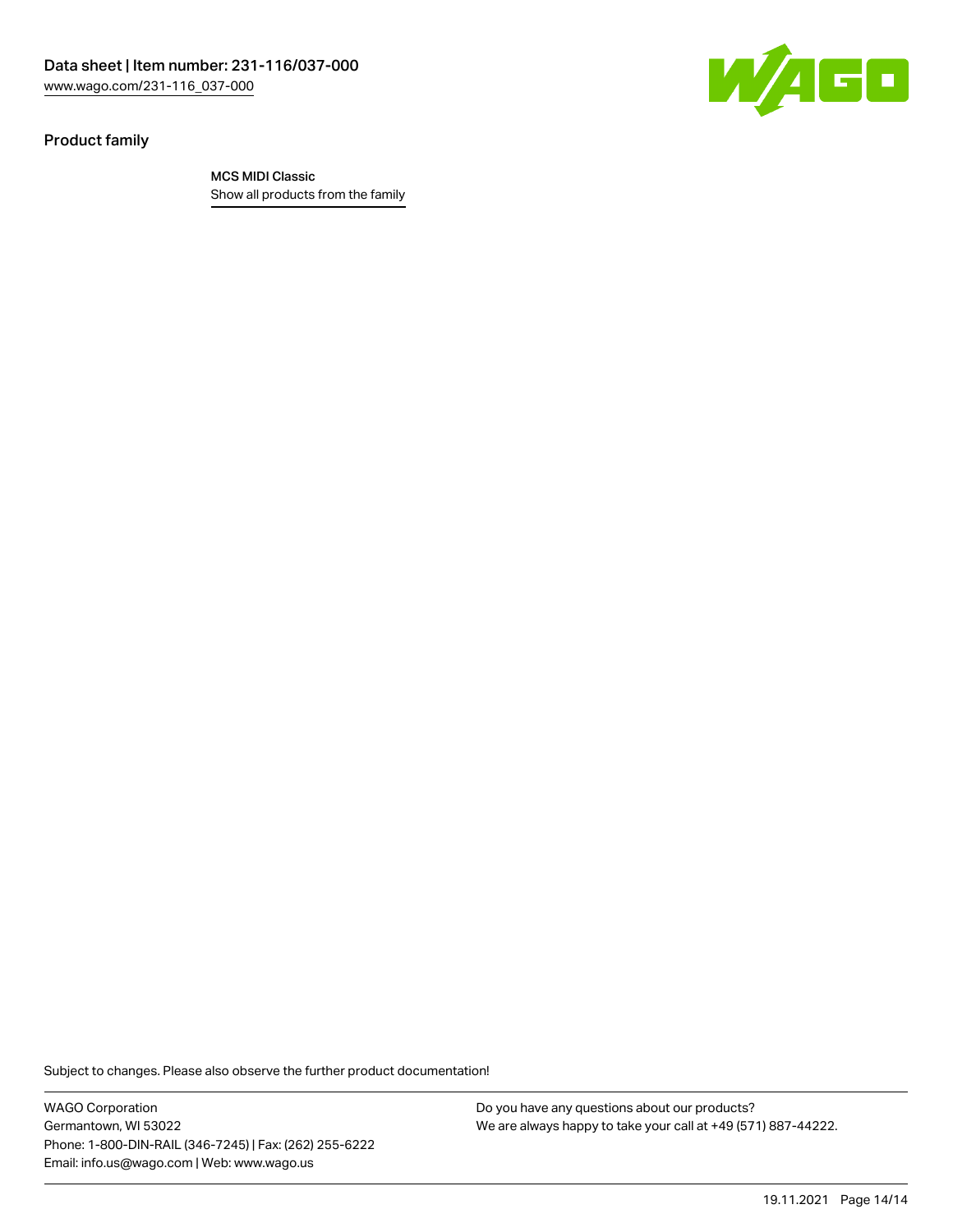Product family

MCS MIDI Classic
Show all products from the family

Subject to changes. Please also observe the further product documentation!

WAGO Corporation
Germantown, WI 53022
Phone: 1-800-DIN-RAIL (346-7245) | Fax: (262) 255-6222
Email: info.us@wago.com | Web: www.wago.us

Do you have any questions about our products?
We are always happy to take your call at +49 (571) 887-44222.